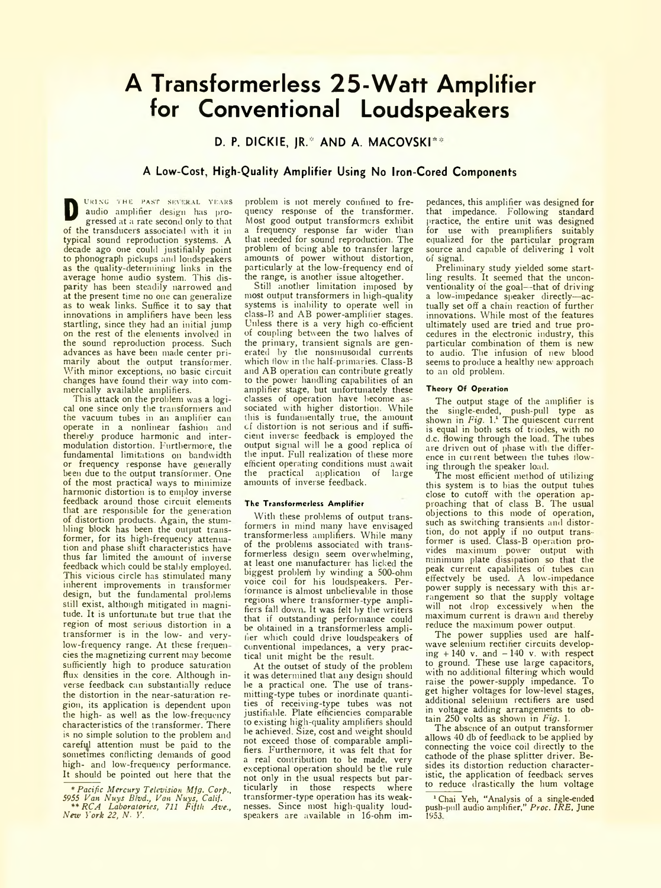# A Transformerless 25-Watt Amplifier for Conventional Loudspeakers

D. P. DICKIE, JR.* AND A. MACOVSKI**

### A Low-Cost, High-Quality Amplifier Using No Iron-Cored Components

During the past several years audio amplifier design has progressed at a rate second only to that of the transducers associated with it in typical sound reproduction systems. A decade ago one could justifiably point to phonograph pickups and loudspeakers as the quality-determining links in the average home audio system. This disparity has been steadily narrowed and at the present time no one can generalize as to weak links. Suffice it to say that innovations in amplifiers have been less startling, since they had an initial jump on the rest of the elements involved in the sound reproduction process. Such advances as have been made center primarily about the output transformer. With minor exceptions, no basic circuit changes have found their way into commercially available amplifiers.

This attack on the problem was a logical one since only the transformers and the vacuum tubes in an amplifier can operate in a nonlinear fashion and thereby produce harmonic and intermodulation distortion. Furthermore, the fundamental limitations on bandwidth or frequency response have generally been due to the output transformer. One of the most practical ways to minimize harmonic distortion is to employ inverse feedback around those circuit elements that are responsible for the generation of distortion products. Again, the stumbling block has been the output transformer, for its high-frequency attenuation and phase shift characteristics have thus far limited the amount of inverse feedback which could be stably employed. This vicious circle has stimulated many inherent improvements in transformer design, but the fundamental problems still exist, although mitigated in magnitude. It is unfortunate but true that the region of most serious distortion in a transformer is in the low- and very-low-frequency range. At these frequencies the magnetizing current may become sufficiently high to produce saturation flux densities in the core. Although inverse feedback can substantially reduce the distortion in the near-saturation region, its application is dependent upon the high- as well as the low-frequency characteristics of the transformer. There is no simple solution to the problem and careful attention must be paid to the sometimes conflicting demands of good high- and low-frequency performance. It should be pointed out here that the problem is not merely confined to frequency response of the transformer. Most good output transformers exhibit a frequency response far wider than that needed for sound reproduction. The problem of being able to transfer large amounts of power without distortion, particularly at the low-frequency end of the range, is another issue altogether.

Still another limitation imposed by most output transformers in high-quality systems is inability to operate well in class-B and AB power-amplifier stages. Unless there is a very high co-efficient of coupling between the two halves of the primary, transient signals are generated by the nonsinusoidal currents which flow in the half-primaries. Class-B and AB operation can contribute greatly to the power handling capabilities of an amplifier stage, but unfortunately these classes of operation have become associated with higher distortion. While this is fundamentally true, the amount of distortion is not serious and if sufficient inverse feedback is employed the output signal will be a good replica of the input. Full realization of these more efficient operating conditions must await the practical application of large amounts of inverse feedback.

#### The Transformerless Amplifier

With these problems of output transformers in mind many have envisaged transformerless amplifiers. While many of the problems associated with transformerless design seem overwhelming, at least one manufacturer has licked the biggest problem by winding a 500-ohm voice coil for his loudspeakers. Performance is almost unbelievable in those regions where transformer-type amplifiers fall down. It was felt by the writers that if outstanding performance could be obtained in a transformerless amplifier which could drive loudspeakers of conventional impedances, a very practical unit might be the result.

At the outset of study of the problem it was determined that any design should be a practical one. The use of transmitting-type tubes or inordinate quantities of receiving-type tubes was not justifiable. Plate efficiencies comparable to existing high-quality amplifiers should be achieved. Size, cost and weight should not exceed those of comparable amplifiers. Furthermore, it was felt that for a real contribution to be made, very exceptional operation should be the rule not only in the usual respects but particularly in those respects where transformer-type operation has its weaknesses. Since most high-quality loudspeakers are available in 16-ohm impedances, this amplifier was designed for that impedance. Following standard practice, the entire unit was designed for use with preamplifiers suitably equalized for the particular program source and capable of delivering 1 volt of signal.

Preliminary study yielded some startling results. It seemed that the unconventionality of the goal—that of driving a low-impedance speaker directly—actually set off a chain reaction of further innovations. While most of the features ultimately used are tried and true procedures in the electronic industry, this particular combination of them is new to audio. The infusion of new blood seems to produce a healthy new approach to an old problem.

#### Theory Of Operation

The output stage of the amplifier is the single-ended, push-pull type as shown in *Fig.* 1.[1] The quiescent current is equal in both sets of triodes, with no d.c. flowing through the load. The tubes are driven out of phase with the difference in current between the tubes flowing through the speaker load.

The most efficient method of utilizing this system is to bias the output tubes close to cutoff with the operation approaching that of class B. The usual objections to this mode of operation, such as switching transients and distortion, do not apply if no output transformer is used. Class-B operation provides maximum power output with minimum plate dissipation so that the peak current capabilites of tubes can effectvely be used. A low-impedance power supply is necessary with this arrangement so that the supply voltage will not drop excessively when the maximum current is drawn and thereby reduce the maximum power output.

The power supplies used are half-wave selenium rectifier circuits developing +140 v. and −140 v. with respect to ground. These use large capacitors, with no additional filtering which would raise the power-supply impedance. To get higher voltages for low-level stages, additional selenium rectifiers are used in voltage adding arrangements to obtain 250 volts as shown in *Fig.* 1.

The absence of an output transformer allows 40 db of feedback to be applied by connecting the voice coil directly to the cathode of the phase splitter driver. Besides its distortion reduction characteristic, the application of feedback serves to reduce drastically the hum voltage

---

\* *Pacific Mercury Television Mfg. Corp., 5955 Van Nuys Blvd., Van Nuys, Calif.*

\*\* *RCA Laboratories, 711 Fifth Ave., New York 22, N. Y.*

[1] Chai Yeh, "Analysis of a single-ended push-pull audio amplifier," *Proc. IRE*, June 1953.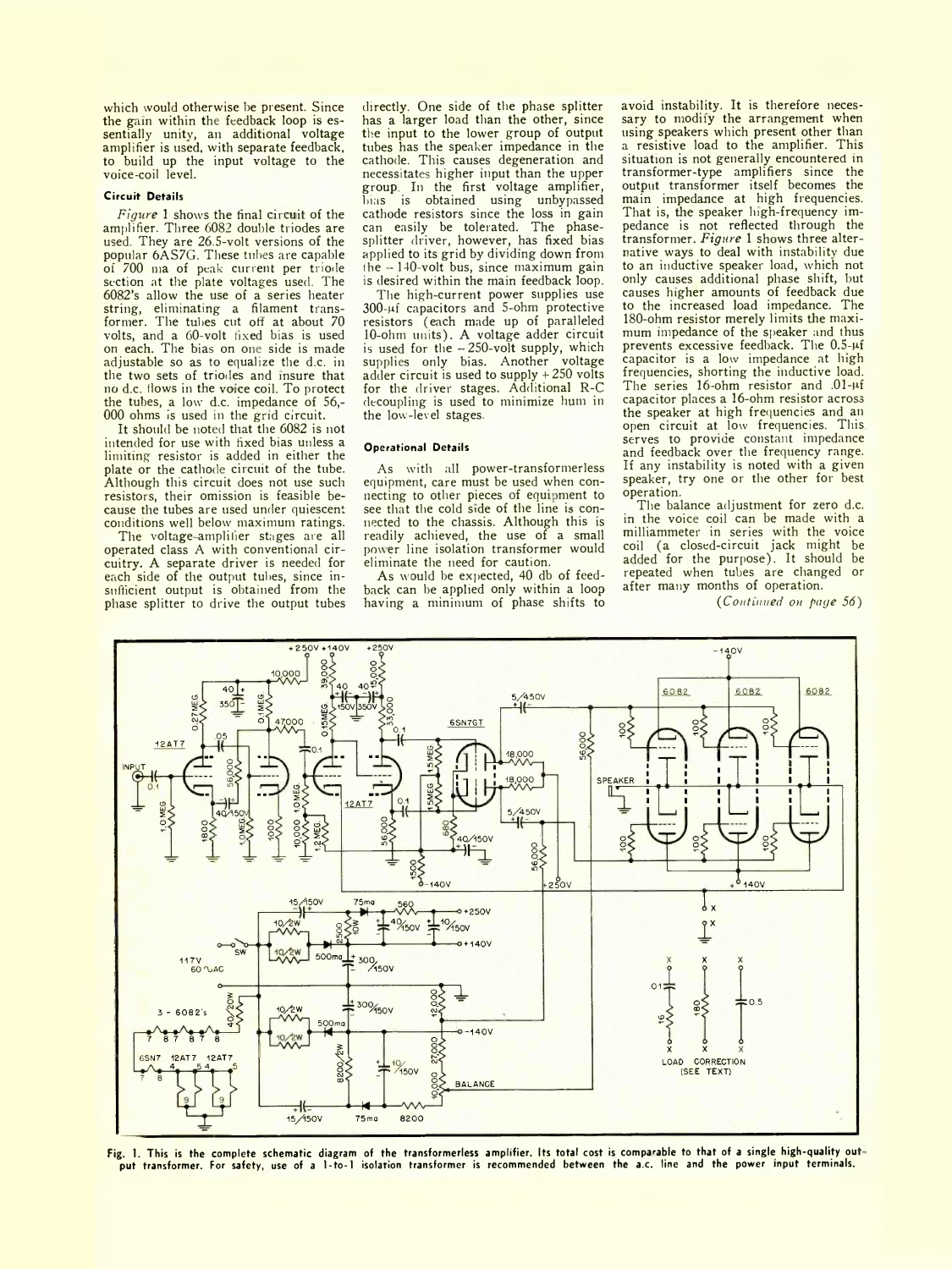which would otherwise be present. Since the gain within the feedback loop is essentially unity, an additional voltage amplifier is used, with separate feedback, to build up the input voltage to the voice-coil level.

#### Circuit Details

*Figure* 1 shows the final circuit of the amplifier. Three 6082 double triodes are used. They are 26.5-volt versions of the popular 6AS7G. These tubes are capable of 700 ma of peak current per triode section at the plate voltages used. The 6082's allow the use of a series heater string, eliminating a filament transformer. The tubes cut off at about 70 volts, and a 60-volt fixed bias is used on each. The bias on one side is made adjustable so as to equalize the d.c. in the two sets of triodes and insure that no d.c. flows in the voice coil. To protect the tubes, a low d.c. impedance of 56,000 ohms is used in the grid circuit.

It should be noted that the 6082 is not intended for use with fixed bias unless a limiting resistor is added in either the plate or the cathode circuit of the tube. Although this circuit does not use such resistors, their omission is feasible because the tubes are used under quiescent conditions well below maximum ratings.

The voltage-amplifier stages are all operated class A with conventional circuitry. A separate driver is needed for each side of the output tubes, since insufficient output is obtained from the phase splitter to drive the output tubes directly. One side of the phase splitter has a larger load than the other, since the input to the lower group of output tubes has the speaker impedance in the cathode. This causes degeneration and necessitates higher input than the upper group. In the first voltage amplifier, bias is obtained using unbypassed cathode resistors since the loss in gain can easily be tolerated. The phase-splitter driver, however, has fixed bias applied to its grid by dividing down from the −140-volt bus, since maximum gain is desired within the main feedback loop.

The high-current power supplies use 300-μf capacitors and 5-ohm protective resistors (each made up of paralleled 10-ohm units). A voltage adder circuit is used for the −250-volt supply, which supplies only bias. Another voltage adder circuit is used to supply +250 volts for the driver stages. Additional R-C decoupling is used to minimize hum in the low-level stages.

#### Operational Details

As with all power-transformerless equipment, care must be used when connecting to other pieces of equipment to see that the cold side of the line is connected to the chassis. Although this is readily achieved, the use of a small power line isolation transformer would eliminate the need for caution.

As would be expected, 40 db of feedback can be applied only within a loop having a minimum of phase shifts to avoid instability. It is therefore necessary to modify the arrangement when using speakers which present other than a resistive load to the amplifier. This situation is not generally encountered in transformer-type amplifiers since the output transformer itself becomes the main impedance at high frequencies. That is, the speaker high-frequency impedance is not reflected through the transformer. *Figure* 1 shows three alternative ways to deal with instability due to an inductive speaker load, which not only causes additional phase shift, but causes higher amounts of feedback due to the increased load impedance. The 180-ohm resistor merely limits the maximum impedance of the speaker and thus prevents excessive feedback. The 0.5-μf capacitor is a low impedance at high frequencies, shorting the inductive load. The series 16-ohm resistor and .01-μf capacitor places a 16-ohm resistor across the speaker at high frequencies and an open circuit at low frequencies. This serves to provide constant impedance and feedback over the frequency range. If any instability is noted with a given speaker, try one or the other for best operation.

The balance adjustment for zero d.c. in the voice coil can be made with a milliammeter in series with the voice coil (a closed-circuit jack might be added for the purpose). It should be repeated when tubes are changed or after many months of operation.

*(Continued on page 56)*

**Fig. 1. This is the complete schematic diagram of the transformerless amplifier. Its total cost is comparable to that of a single high-quality output transformer. For safety, use of a 1-to-1 isolation transformer is recommended between the a.c. line and the power input terminals.**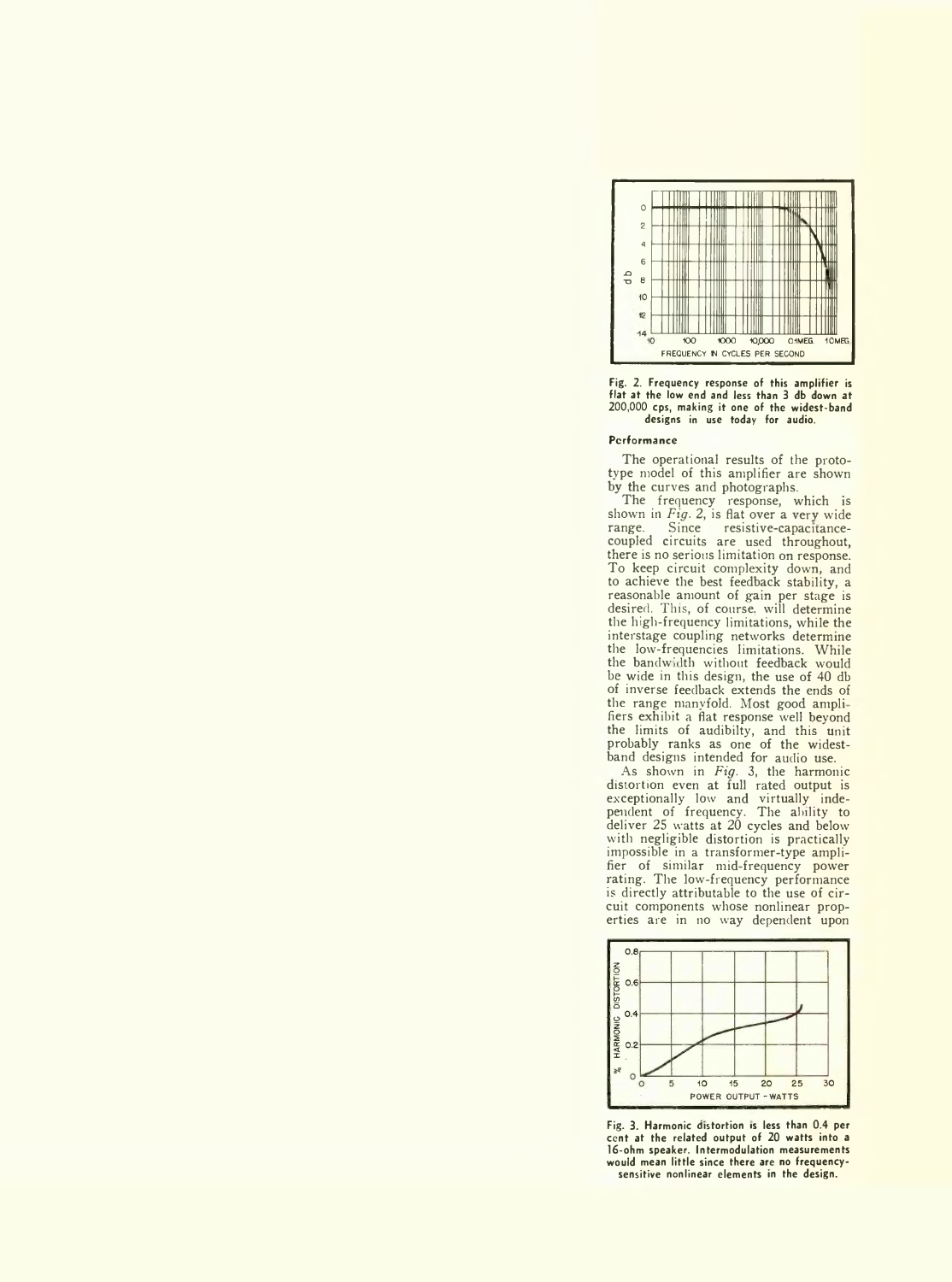Fig. 2. Frequency response of this amplifier is flat at the low end and less than 3 db down at 200,000 cps, making it one of the widest-band designs in use today for audio.

### Performance

The operational results of the prototype model of this amplifier are shown by the curves and photographs.

The frequency response, which is shown in *Fig. 2*, is flat over a very wide range. Since resistive-capacitance-coupled circuits are used throughout, there is no serious limitation on response. To keep circuit complexity down, and to achieve the best feedback stability, a reasonable amount of gain per stage is desired. This, of course, will determine the high-frequency limitations, while the interstage coupling networks determine the low-frequencies limitations. While the bandwidth without feedback would be wide in this design, the use of 40 db of inverse feedback extends the ends of the range manyfold. Most good amplifiers exhibit a flat response well beyond the limits of audibilty, and this unit probably ranks as one of the widest-band designs intended for audio use.

As shown in *Fig. 3*, the harmonic distortion even at full rated output is exceptionally low and virtually independent of frequency. The ability to deliver 25 watts at 20 cycles and below with negligible distortion is practically impossible in a transformer-type amplifier of similar mid-frequency power rating. The low-frequency performance is directly attributable to the use of circuit components whose nonlinear properties are in no way dependent upon

Fig. 3. Harmonic distortion is less than 0.4 per cent at the related output of 20 watts into a 16-ohm speaker. Intermodulation measurements would mean little since there are no frequency-sensitive nonlinear elements in the design.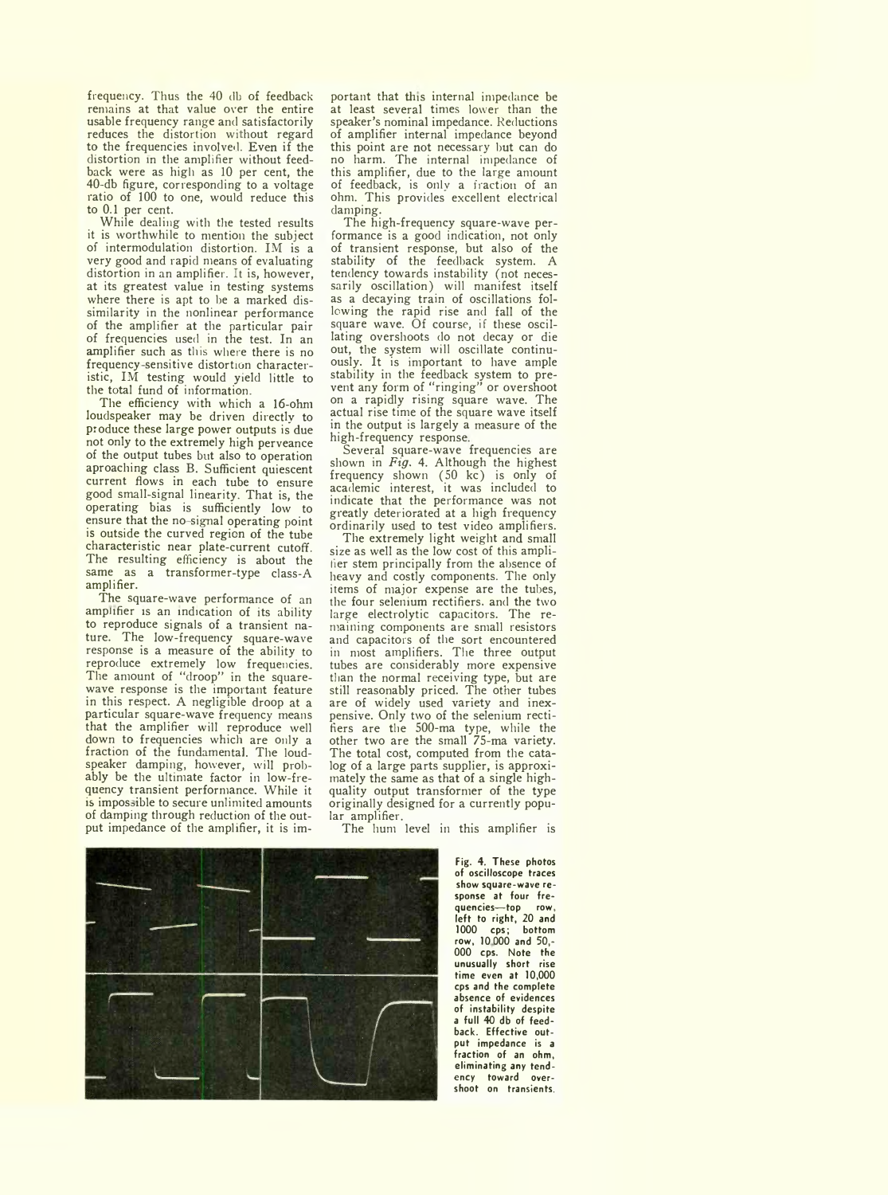frequency. Thus the 40 db of feedback remains at that value over the entire usable frequency range and satisfactorily reduces the distortion without regard to the frequencies involved. Even if the distortion in the amplifier without feedback were as high as 10 per cent, the 40-db figure, corresponding to a voltage ratio of 100 to one, would reduce this to 0.1 per cent.

While dealing with the tested results it is worthwhile to mention the subject of intermodulation distortion. IM is a very good and rapid means of evaluating distortion in an amplifier. It is, however, at its greatest value in testing systems where there is apt to be a marked dissimilarity in the nonlinear performance of the amplifier at the particular pair of frequencies used in the test. In an amplifier such as this where there is no frequency-sensitive distortion characteristic, IM testing would yield little to the total fund of information.

The efficiency with which a 16-ohm loudspeaker may be driven directly to produce these large power outputs is due not only to the extremely high perveance of the output tubes but also to operation aproaching class B. Sufficient quiescent current flows in each tube to ensure good small-signal linearity. That is, the operating bias is sufficiently low to ensure that the no-signal operating point is outside the curved region of the tube characteristic near plate-current cutoff. The resulting efficiency is about the same as a transformer-type class-A amplifier.

The square-wave performance of an amplifier is an indication of its ability to reproduce signals of a transient nature. The low-frequency square-wave response is a measure of the ability to reproduce extremely low frequencies. The amount of "droop" in the square-wave response is the important feature in this respect. A negligible droop at a particular square-wave frequency means that the amplifier will reproduce well down to frequencies which are only a fraction of the fundamental. The loudspeaker damping, however, will probably be the ultimate factor in low-frequency transient performance. While it is impossible to secure unlimited amounts of damping through reduction of the output impedance of the amplifier, it is important that this internal impedance be at least several times lower than the speaker's nominal impedance. Reductions of amplifier internal impedance beyond this point are not necessary but can do no harm. The internal impedance of this amplifier, due to the large amount of feedback, is only a fraction of an ohm. This provides excellent electrical damping.

The high-frequency square-wave performance is a good indication, not only of transient response, but also of the stability of the feedback system. A tendency towards instability (not necessarily oscillation) will manifest itself as a decaying train of oscillations following the rapid rise and fall of the square wave. Of course, if these oscillating overshoots do not decay or die out, the system will oscillate continuously. It is important to have ample stability in the feedback system to prevent any form of "ringing" or overshoot on a rapidly rising square wave. The actual rise time of the square wave itself in the output is largely a measure of the high-frequency response.

Several square-wave frequencies are shown in *Fig.* 4. Although the highest frequency shown (50 kc) is only of academic interest, it was included to indicate that the performance was not greatly deteriorated at a high frequency ordinarily used to test video amplifiers.

The extremely light weight and small size as well as the low cost of this amplifier stem principally from the absence of heavy and costly components. The only items of major expense are the tubes, the four selenium rectifiers, and the two large electrolytic capacitors. The remaining components are small resistors and capacitors of the sort encountered in most amplifiers. The three output tubes are considerably more expensive than the normal receiving type, but are still reasonably priced. The other tubes are of widely used variety and inexpensive. Only two of the selenium rectifiers are the 500-ma type, while the other two are the small 75-ma variety. The total cost, computed from the catalog of a large parts supplier, is approximately the same as that of a single high-quality output transformer of the type originally designed for a currently popular amplifier.

The hum level in this amplifier is

**Fig. 4. These photos of oscilloscope traces show square-wave response at four frequencies—top row, left to right, 20 and 1000 cps; bottom row, 10,000 and 50,000 cps. Note the unusually short rise time even at 10,000 cps and the complete absence of evidences of instability despite a full 40 db of feedback. Effective output impedance is a fraction of an ohm, eliminating any tendency toward overshoot on transients.**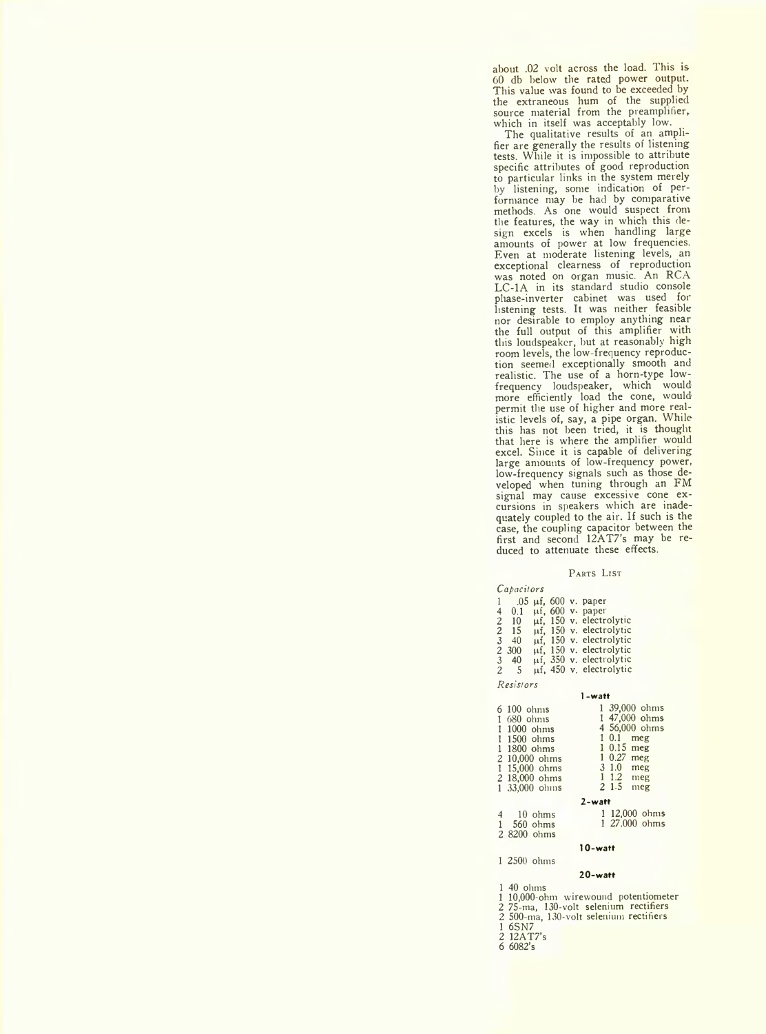about .02 volt across the load. This is 60 db below the rated power output. This value was found to be exceeded by the extraneous hum of the supplied source material from the preamplifier, which in itself was acceptably low.

The qualitative results of an amplifier are generally the results of listening tests. While it is impossible to attribute specific attributes of good reproduction to particular links in the system merely by listening, some indication of performance may be had by comparative methods. As one would suspect from the features, the way in which this design excels is when handling large amounts of power at low frequencies. Even at moderate listening levels, an exceptional clearness of reproduction was noted on organ music. An RCA LC-1A in its standard studio console phase-inverter cabinet was used for listening tests. It was neither feasible nor desirable to employ anything near the full output of this amplifier with this loudspeaker, but at reasonably high room levels, the low-frequency reproduction seemed exceptionally smooth and realistic. The use of a horn-type low-frequency loudspeaker, which would more efficiently load the cone, would permit the use of higher and more realistic levels of, say, a pipe organ. While this has not been tried, it is thought that here is where the amplifier would excel. Since it is capable of delivering large amounts of low-frequency power, low-frequency signals such as those developed when tuning through an FM signal may cause excessive cone excursions in speakers which are inadequately coupled to the air. If such is the case, the coupling capacitor between the first and second 12AT7's may be reduced to attenuate these effects.

## Parts List

*Capacitors*

1 .05 μf, 600 v. paper
4 0.1 μf, 600 v. paper
2 10 μf, 150 v. electrolytic
2 15 μf, 150 v. electrolytic
3 40 μf, 150 v. electrolytic
2 300 μf, 150 v. electrolytic
3 40 μf, 350 v. electrolytic
2 5 μf, 450 v. electrolytic

*Resistors*

**1-watt**

| | |
|---|---|
| 6 100 ohms | 1 39,000 ohms |
| 1 680 ohms | 1 47,000 ohms |
| 1 1000 ohms | 4 56,000 ohms |
| 1 1500 ohms | 1 0.1 meg |
| 1 1800 ohms | 1 0.15 meg |
| 2 10,000 ohms | 1 0.27 meg |
| 1 15,000 ohms | 3 1.0 meg |
| 2 18,000 ohms | 1 1.2 meg |
| 1 33,000 ohms | 2 1.5 meg |

**2-watt**

| | |
|---|---|
| 4 10 ohms | 1 12,000 ohms |
| 1 560 ohms | 1 27,000 ohms |
| 2 8200 ohms | |

**10-watt**

1 2500 ohms

**20-watt**

1 40 ohms
1 10,000-ohm wirewound potentiometer
2 75-ma, 130-volt selenium rectifiers
2 500-ma, 130-volt selenium rectifiers
1 6SN7
2 12AT7's
6 6082's